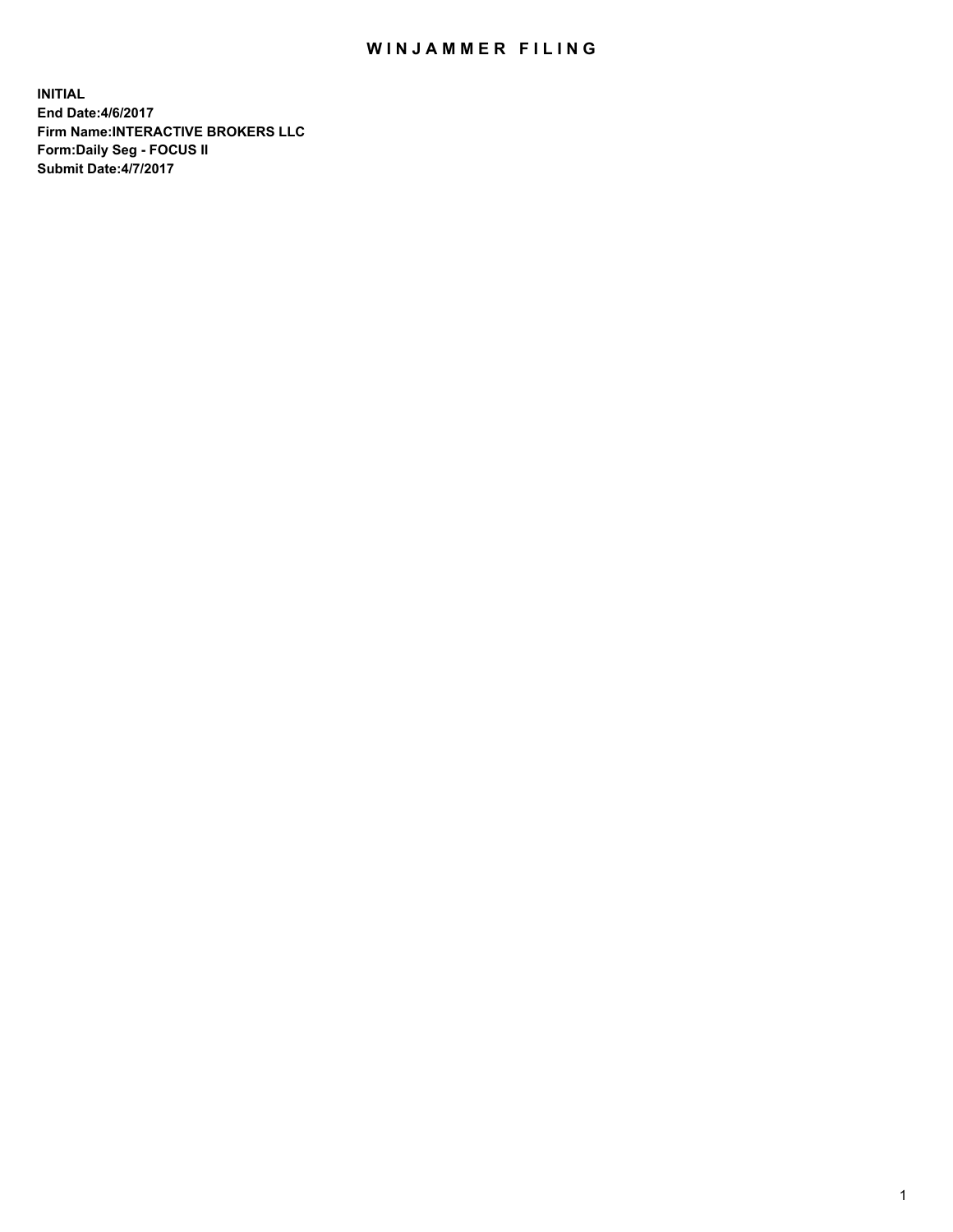# WINJAMMER FILING

**INITIAL**
**End Date:4/6/2017**
**Firm Name:INTERACTIVE BROKERS LLC**
**Form:Daily Seg - FOCUS II**
**Submit Date:4/7/2017**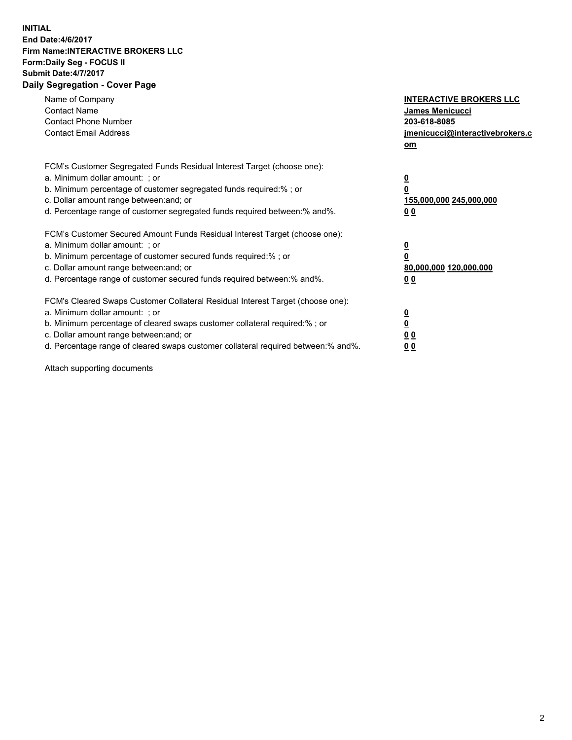**INITIAL**
**End Date:4/6/2017**
**Firm Name:INTERACTIVE BROKERS LLC**
**Form:Daily Seg - FOCUS II**
**Submit Date:4/7/2017**
**Daily Segregation - Cover Page**

| | |
|---|---|
| Name of Company | **INTERACTIVE BROKERS LLC** |
| Contact Name | **James Menicucci** |
| Contact Phone Number | **203-618-8085** |
| Contact Email Address | **jmenicucci@interactivebrokers.com** |

FCM's Customer Segregated Funds Residual Interest Target (choose one):

| | |
|---|---|
| a. Minimum dollar amount: ; or | **0** |
| b. Minimum percentage of customer segregated funds required:% ; or | **0** |
| c. Dollar amount range between:and; or | **155,000,000 245,000,000** |
| d. Percentage range of customer segregated funds required between:% and%. | **0 0** |

FCM's Customer Secured Amount Funds Residual Interest Target (choose one):

| | |
|---|---|
| a. Minimum dollar amount: ; or | **0** |
| b. Minimum percentage of customer secured funds required:% ; or | **0** |
| c. Dollar amount range between:and; or | **80,000,000 120,000,000** |
| d. Percentage range of customer secured funds required between:% and%. | **0 0** |

FCM's Cleared Swaps Customer Collateral Residual Interest Target (choose one):

| | |
|---|---|
| a. Minimum dollar amount: ; or | **0** |
| b. Minimum percentage of cleared swaps customer collateral required:% ; or | **0** |
| c. Dollar amount range between:and; or | **0 0** |
| d. Percentage range of cleared swaps customer collateral required between:% and%. | **0 0** |

Attach supporting documents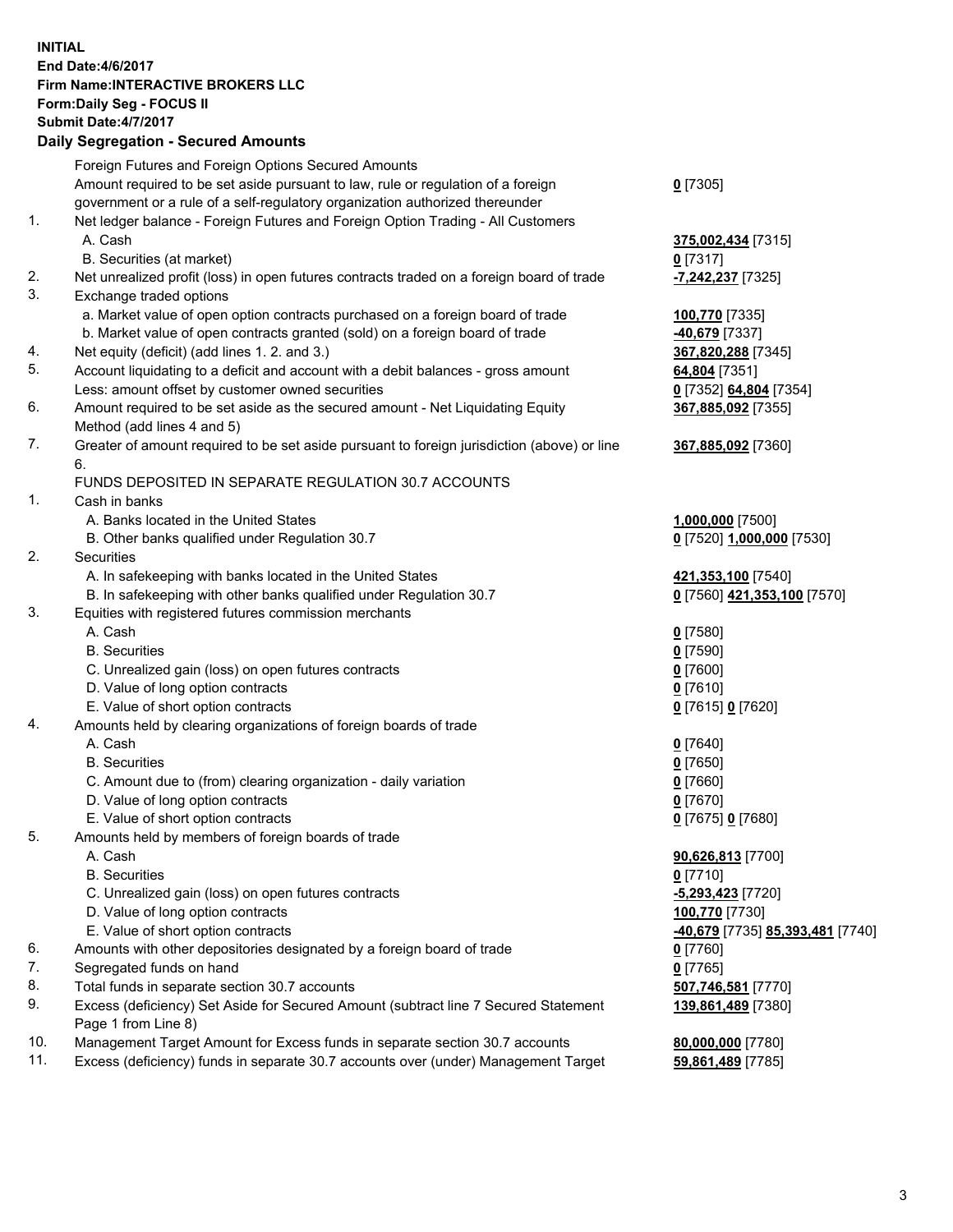**INITIAL**
**End Date:4/6/2017**
**Firm Name:INTERACTIVE BROKERS LLC**
**Form:Daily Seg - FOCUS II**
**Submit Date:4/7/2017**
**Daily Segregation - Secured Amounts**

| | | |
|---|---|---|
| | Foreign Futures and Foreign Options Secured Amounts | |
| | Amount required to be set aside pursuant to law, rule or regulation of a foreign government or a rule of a self-regulatory organization authorized thereunder | **0** [7305] |
| 1. | Net ledger balance - Foreign Futures and Foreign Option Trading - All Customers | |
| | A. Cash | **375,002,434** [7315] |
| | B. Securities (at market) | **0** [7317] |
| 2. | Net unrealized profit (loss) in open futures contracts traded on a foreign board of trade | **-7,242,237** [7325] |
| 3. | Exchange traded options | |
| | a. Market value of open option contracts purchased on a foreign board of trade | **100,770** [7335] |
| | b. Market value of open contracts granted (sold) on a foreign board of trade | **-40,679** [7337] |
| 4. | Net equity (deficit) (add lines 1. 2. and 3.) | **367,820,288** [7345] |
| 5. | Account liquidating to a deficit and account with a debit balances - gross amount | **64,804** [7351] |
| | Less: amount offset by customer owned securities | **0** [7352] **64,804** [7354] |
| 6. | Amount required to be set aside as the secured amount - Net Liquidating Equity Method (add lines 4 and 5) | **367,885,092** [7355] |
| 7. | Greater of amount required to be set aside pursuant to foreign jurisdiction (above) or line 6. | **367,885,092** [7360] |
| | FUNDS DEPOSITED IN SEPARATE REGULATION 30.7 ACCOUNTS | |
| 1. | Cash in banks | |
| | A. Banks located in the United States | **1,000,000** [7500] |
| | B. Other banks qualified under Regulation 30.7 | **0** [7520] **1,000,000** [7530] |
| 2. | Securities | |
| | A. In safekeeping with banks located in the United States | **421,353,100** [7540] |
| | B. In safekeeping with other banks qualified under Regulation 30.7 | **0** [7560] **421,353,100** [7570] |
| 3. | Equities with registered futures commission merchants | |
| | A. Cash | **0** [7580] |
| | B. Securities | **0** [7590] |
| | C. Unrealized gain (loss) on open futures contracts | **0** [7600] |
| | D. Value of long option contracts | **0** [7610] |
| | E. Value of short option contracts | **0** [7615] **0** [7620] |
| 4. | Amounts held by clearing organizations of foreign boards of trade | |
| | A. Cash | **0** [7640] |
| | B. Securities | **0** [7650] |
| | C. Amount due to (from) clearing organization - daily variation | **0** [7660] |
| | D. Value of long option contracts | **0** [7670] |
| | E. Value of short option contracts | **0** [7675] **0** [7680] |
| 5. | Amounts held by members of foreign boards of trade | |
| | A. Cash | **90,626,813** [7700] |
| | B. Securities | **0** [7710] |
| | C. Unrealized gain (loss) on open futures contracts | **-5,293,423** [7720] |
| | D. Value of long option contracts | **100,770** [7730] |
| | E. Value of short option contracts | **-40,679** [7735] **85,393,481** [7740] |
| 6. | Amounts with other depositories designated by a foreign board of trade | **0** [7760] |
| 7. | Segregated funds on hand | **0** [7765] |
| 8. | Total funds in separate section 30.7 accounts | **507,746,581** [7770] |
| 9. | Excess (deficiency) Set Aside for Secured Amount (subtract line 7 Secured Statement Page 1 from Line 8) | **139,861,489** [7380] |
| 10. | Management Target Amount for Excess funds in separate section 30.7 accounts | **80,000,000** [7780] |
| 11. | Excess (deficiency) funds in separate 30.7 accounts over (under) Management Target | **59,861,489** [7785] |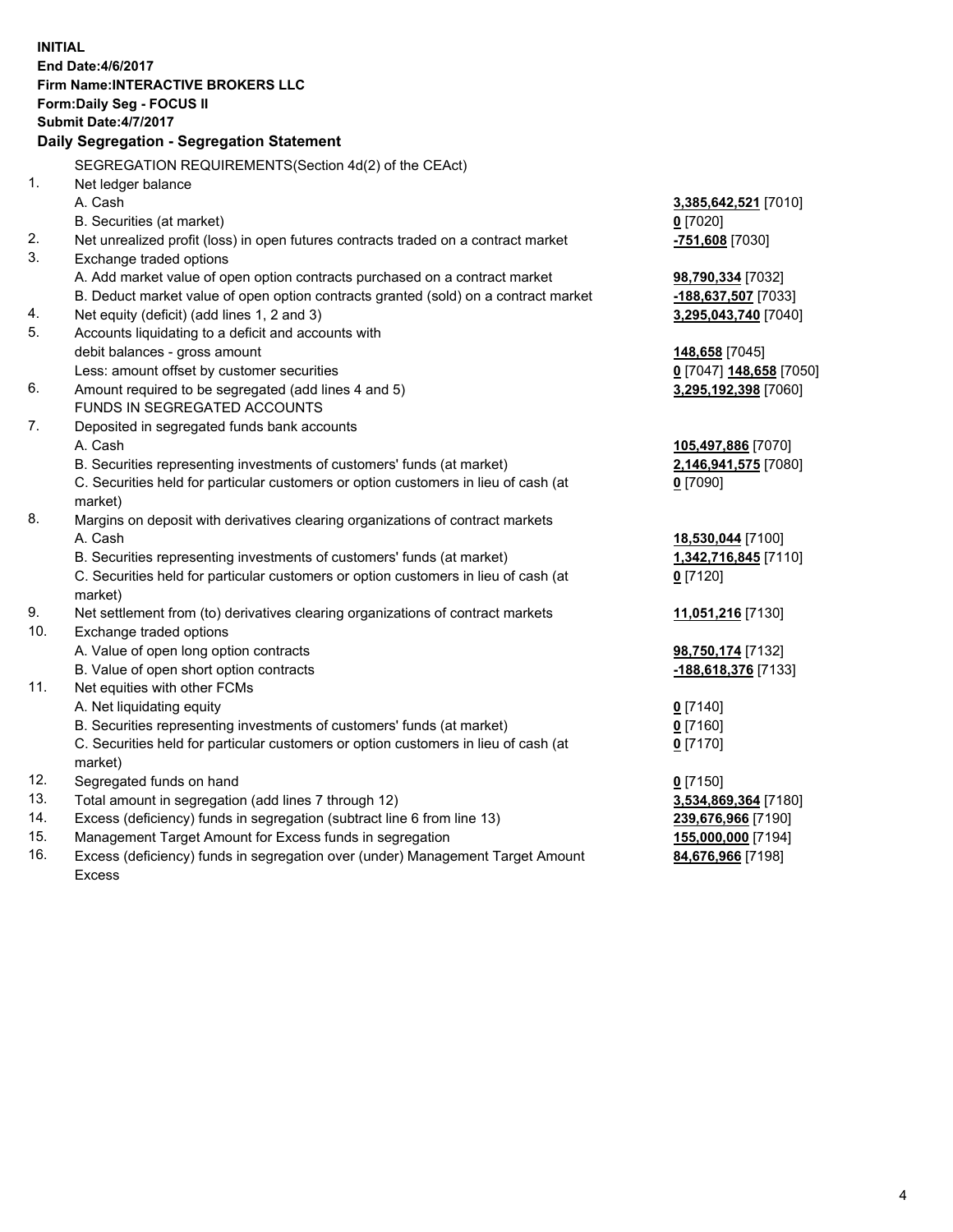**INITIAL**
**End Date:4/6/2017**
**Firm Name:INTERACTIVE BROKERS LLC**
**Form:Daily Seg - FOCUS II**
**Submit Date:4/7/2017**

## Daily Segregation - Segregation Statement

SEGREGATION REQUIREMENTS(Section 4d(2) of the CEAct)

| | | |
|---|---|---|
| 1. | Net ledger balance | |
| | A. Cash | **3,385,642,521** [7010] |
| | B. Securities (at market) | **0** [7020] |
| 2. | Net unrealized profit (loss) in open futures contracts traded on a contract market | **-751,608** [7030] |
| 3. | Exchange traded options | |
| | A. Add market value of open option contracts purchased on a contract market | **98,790,334** [7032] |
| | B. Deduct market value of open option contracts granted (sold) on a contract market | **-188,637,507** [7033] |
| 4. | Net equity (deficit) (add lines 1, 2 and 3) | **3,295,043,740** [7040] |
| 5. | Accounts liquidating to a deficit and accounts with debit balances - gross amount | **148,658** [7045] |
| | Less: amount offset by customer securities | **0** [7047] **148,658** [7050] |
| 6. | Amount required to be segregated (add lines 4 and 5) | **3,295,192,398** [7060] |
| | FUNDS IN SEGREGATED ACCOUNTS | |
| 7. | Deposited in segregated funds bank accounts | |
| | A. Cash | **105,497,886** [7070] |
| | B. Securities representing investments of customers' funds (at market) | **2,146,941,575** [7080] |
| | C. Securities held for particular customers or option customers in lieu of cash (at market) | **0** [7090] |
| 8. | Margins on deposit with derivatives clearing organizations of contract markets | |
| | A. Cash | **18,530,044** [7100] |
| | B. Securities representing investments of customers' funds (at market) | **1,342,716,845** [7110] |
| | C. Securities held for particular customers or option customers in lieu of cash (at market) | **0** [7120] |
| 9. | Net settlement from (to) derivatives clearing organizations of contract markets | **11,051,216** [7130] |
| 10. | Exchange traded options | |
| | A. Value of open long option contracts | **98,750,174** [7132] |
| | B. Value of open short option contracts | **-188,618,376** [7133] |
| 11. | Net equities with other FCMs | |
| | A. Net liquidating equity | **0** [7140] |
| | B. Securities representing investments of customers' funds (at market) | **0** [7160] |
| | C. Securities held for particular customers or option customers in lieu of cash (at market) | **0** [7170] |
| 12. | Segregated funds on hand | **0** [7150] |
| 13. | Total amount in segregation (add lines 7 through 12) | **3,534,869,364** [7180] |
| 14. | Excess (deficiency) funds in segregation (subtract line 6 from line 13) | **239,676,966** [7190] |
| 15. | Management Target Amount for Excess funds in segregation | **155,000,000** [7194] |
| 16. | Excess (deficiency) funds in segregation over (under) Management Target Amount Excess | **84,676,966** [7198] |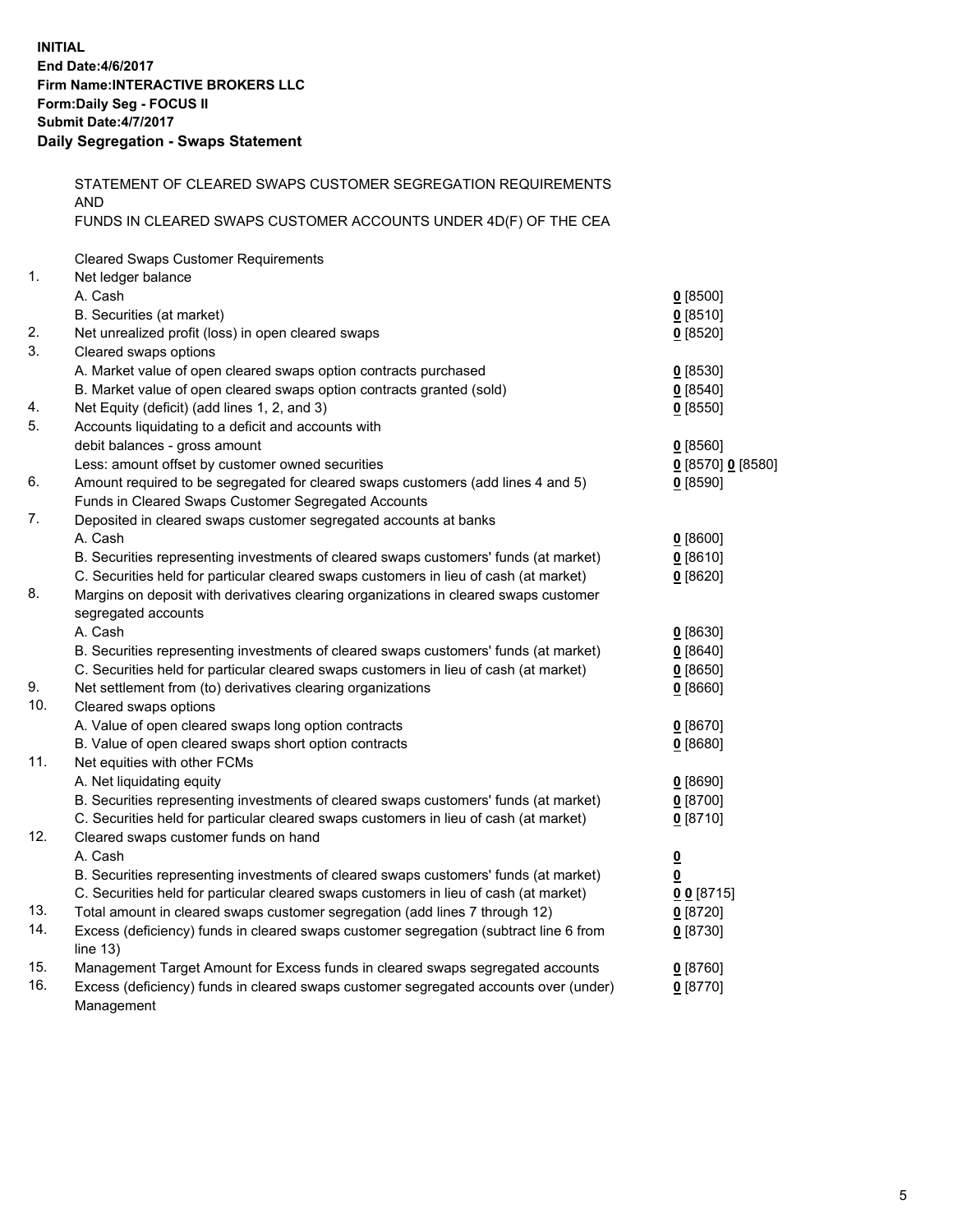**INITIAL**
**End Date:4/6/2017**
**Firm Name:INTERACTIVE BROKERS LLC**
**Form:Daily Seg - FOCUS II**
**Submit Date:4/7/2017**
**Daily Segregation - Swaps Statement**

STATEMENT OF CLEARED SWAPS CUSTOMER SEGREGATION REQUIREMENTS AND FUNDS IN CLEARED SWAPS CUSTOMER ACCOUNTS UNDER 4D(F) OF THE CEA

| | | |
|---|---|---|
| | Cleared Swaps Customer Requirements | |
| 1. | Net ledger balance | |
| | A. Cash | 0 [8500] |
| | B. Securities (at market) | 0 [8510] |
| 2. | Net unrealized profit (loss) in open cleared swaps | 0 [8520] |
| 3. | Cleared swaps options | |
| | A. Market value of open cleared swaps option contracts purchased | 0 [8530] |
| | B. Market value of open cleared swaps option contracts granted (sold) | 0 [8540] |
| 4. | Net Equity (deficit) (add lines 1, 2, and 3) | 0 [8550] |
| 5. | Accounts liquidating to a deficit and accounts with debit balances - gross amount | 0 [8560] |
| | Less: amount offset by customer owned securities | 0 [8570] 0 [8580] |
| 6. | Amount required to be segregated for cleared swaps customers (add lines 4 and 5) | 0 [8590] |
| | Funds in Cleared Swaps Customer Segregated Accounts | |
| 7. | Deposited in cleared swaps customer segregated accounts at banks | |
| | A. Cash | 0 [8600] |
| | B. Securities representing investments of cleared swaps customers' funds (at market) | 0 [8610] |
| | C. Securities held for particular cleared swaps customers in lieu of cash (at market) | 0 [8620] |
| 8. | Margins on deposit with derivatives clearing organizations in cleared swaps customer segregated accounts | |
| | A. Cash | 0 [8630] |
| | B. Securities representing investments of cleared swaps customers' funds (at market) | 0 [8640] |
| | C. Securities held for particular cleared swaps customers in lieu of cash (at market) | 0 [8650] |
| 9. | Net settlement from (to) derivatives clearing organizations | 0 [8660] |
| 10. | Cleared swaps options | |
| | A. Value of open cleared swaps long option contracts | 0 [8670] |
| | B. Value of open cleared swaps short option contracts | 0 [8680] |
| 11. | Net equities with other FCMs | |
| | A. Net liquidating equity | 0 [8690] |
| | B. Securities representing investments of cleared swaps customers' funds (at market) | 0 [8700] |
| | C. Securities held for particular cleared swaps customers in lieu of cash (at market) | 0 [8710] |
| 12. | Cleared swaps customer funds on hand | |
| | A. Cash | 0 |
| | B. Securities representing investments of cleared swaps customers' funds (at market) | 0 |
| | C. Securities held for particular cleared swaps customers in lieu of cash (at market) | 0 0 [8715] |
| 13. | Total amount in cleared swaps customer segregation (add lines 7 through 12) | 0 [8720] |
| 14. | Excess (deficiency) funds in cleared swaps customer segregation (subtract line 6 from line 13) | 0 [8730] |
| 15. | Management Target Amount for Excess funds in cleared swaps segregated accounts | 0 [8760] |
| 16. | Excess (deficiency) funds in cleared swaps customer segregated accounts over (under) Management | 0 [8770] |